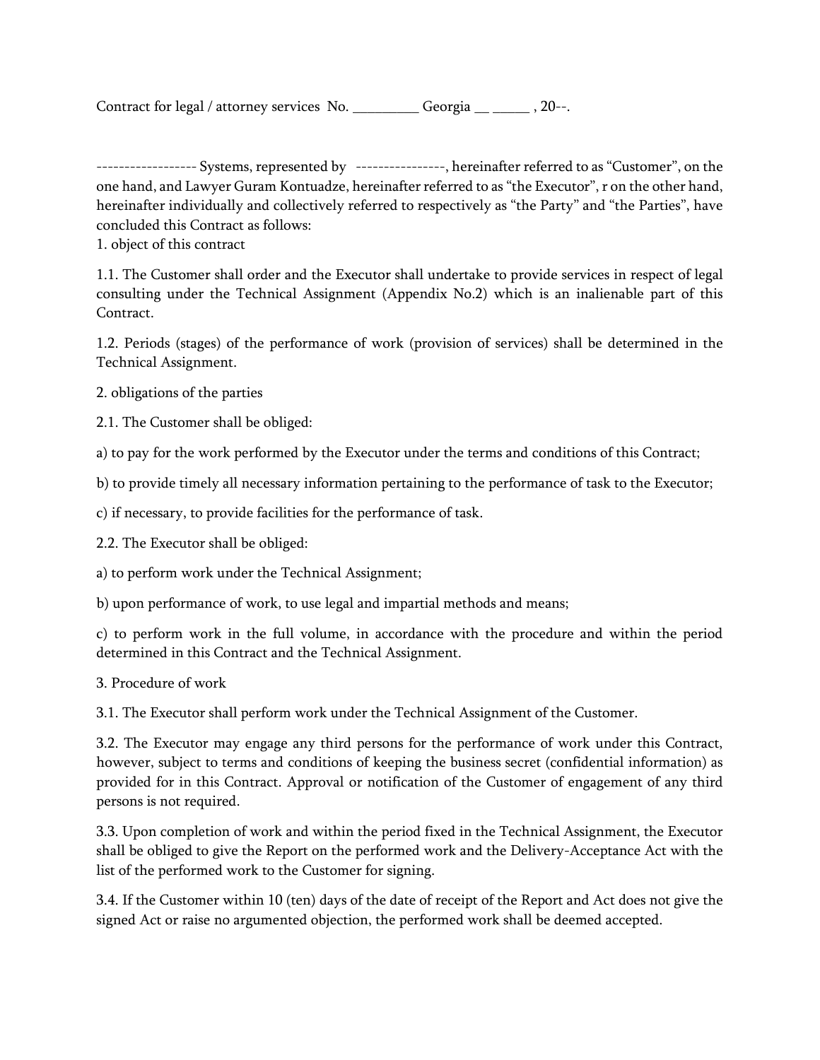Contract for legal / attorney services No. _________ Georgia __ _____ , 20--.

------------------ Systems, represented by ----------------, hereinafter referred to as “Customer”, on the one hand, and Lawyer Guram Kontuadze, hereinafter referred to as “the Executor”, r on the other hand, hereinafter individually and collectively referred to respectively as “the Party” and “the Parties”, have concluded this Contract as follows:

1. object of this contract

1.1. The Customer shall order and the Executor shall undertake to provide services in respect of legal consulting under the Technical Assignment (Appendix No.2) which is an inalienable part of this Contract.

1.2. Periods (stages) of the performance of work (provision of services) shall be determined in the Technical Assignment.

2. obligations of the parties

2.1. The Customer shall be obliged:

a) to pay for the work performed by the Executor under the terms and conditions of this Contract;

b) to provide timely all necessary information pertaining to the performance of task to the Executor;

c) if necessary, to provide facilities for the performance of task.

2.2. The Executor shall be obliged:

a) to perform work under the Technical Assignment;

b) upon performance of work, to use legal and impartial methods and means;

c) to perform work in the full volume, in accordance with the procedure and within the period determined in this Contract and the Technical Assignment.

3. Procedure of work

3.1. The Executor shall perform work under the Technical Assignment of the Customer.

3.2. The Executor may engage any third persons for the performance of work under this Contract, however, subject to terms and conditions of keeping the business secret (confidential information) as provided for in this Contract. Approval or notification of the Customer of engagement of any third persons is not required.

3.3. Upon completion of work and within the period fixed in the Technical Assignment, the Executor shall be obliged to give the Report on the performed work and the Delivery-Acceptance Act with the list of the performed work to the Customer for signing.

3.4. If the Customer within 10 (ten) days of the date of receipt of the Report and Act does not give the signed Act or raise no argumented objection, the performed work shall be deemed accepted.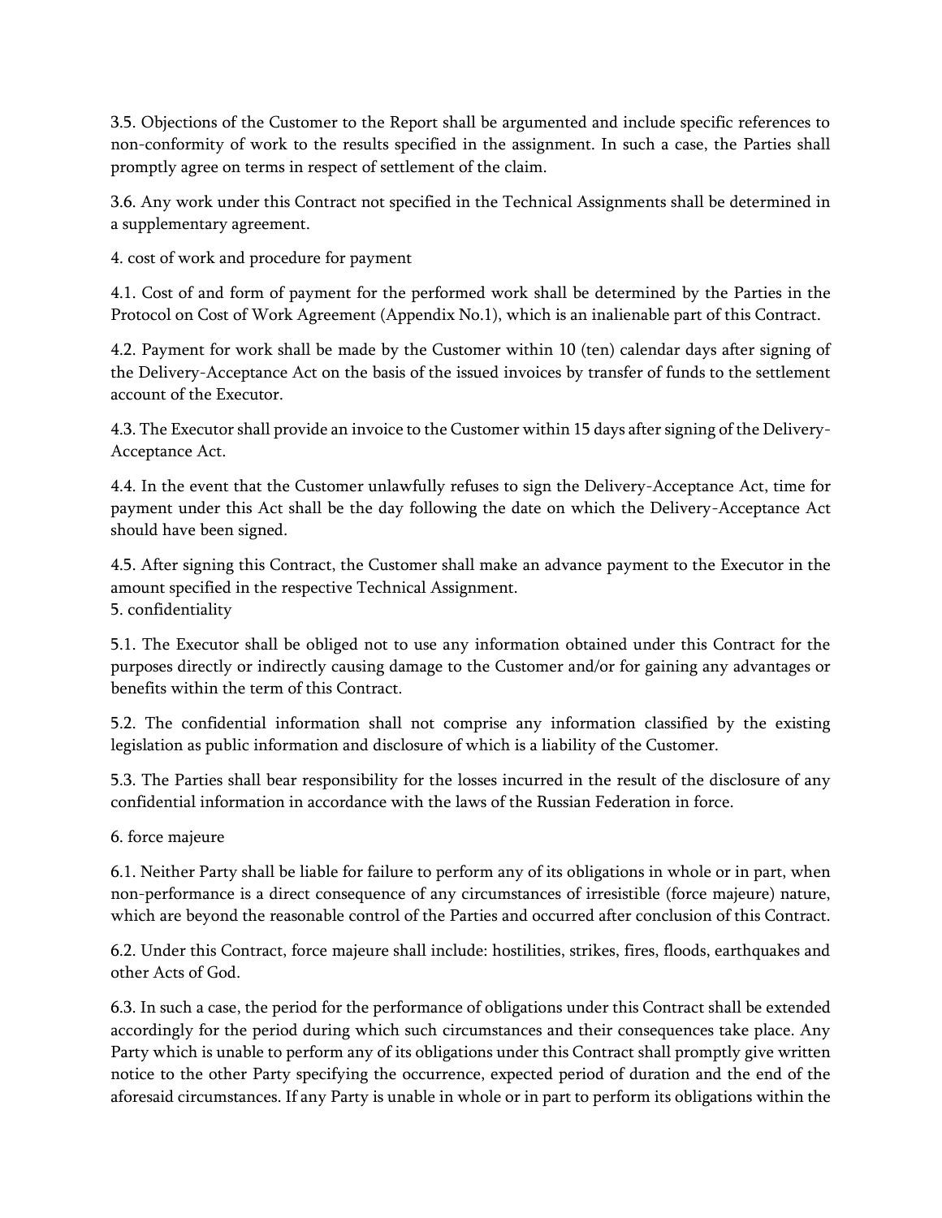3.5. Objections of the Customer to the Report shall be argumented and include specific references to non-conformity of work to the results specified in the assignment. In such a case, the Parties shall promptly agree on terms in respect of settlement of the claim.

3.6. Any work under this Contract not specified in the Technical Assignments shall be determined in a supplementary agreement.

## 4. cost of work and procedure for payment

4.1. Cost of and form of payment for the performed work shall be determined by the Parties in the Protocol on Cost of Work Agreement (Appendix No.1), which is an inalienable part of this Contract.

4.2. Payment for work shall be made by the Customer within 10 (ten) calendar days after signing of the Delivery-Acceptance Act on the basis of the issued invoices by transfer of funds to the settlement account of the Executor.

4.3. The Executor shall provide an invoice to the Customer within 15 days after signing of the Delivery-Acceptance Act.

4.4. In the event that the Customer unlawfully refuses to sign the Delivery-Acceptance Act, time for payment under this Act shall be the day following the date on which the Delivery-Acceptance Act should have been signed.

4.5. After signing this Contract, the Customer shall make an advance payment to the Executor in the amount specified in the respective Technical Assignment.

## 5. confidentiality

5.1. The Executor shall be obliged not to use any information obtained under this Contract for the purposes directly or indirectly causing damage to the Customer and/or for gaining any advantages or benefits within the term of this Contract.

5.2. The confidential information shall not comprise any information classified by the existing legislation as public information and disclosure of which is a liability of the Customer.

5.3. The Parties shall bear responsibility for the losses incurred in the result of the disclosure of any confidential information in accordance with the laws of the Russian Federation in force.

## 6. force majeure

6.1. Neither Party shall be liable for failure to perform any of its obligations in whole or in part, when non-performance is a direct consequence of any circumstances of irresistible (force majeure) nature, which are beyond the reasonable control of the Parties and occurred after conclusion of this Contract.

6.2. Under this Contract, force majeure shall include: hostilities, strikes, fires, floods, earthquakes and other Acts of God.

6.3. In such a case, the period for the performance of obligations under this Contract shall be extended accordingly for the period during which such circumstances and their consequences take place. Any Party which is unable to perform any of its obligations under this Contract shall promptly give written notice to the other Party specifying the occurrence, expected period of duration and the end of the aforesaid circumstances. If any Party is unable in whole or in part to perform its obligations within the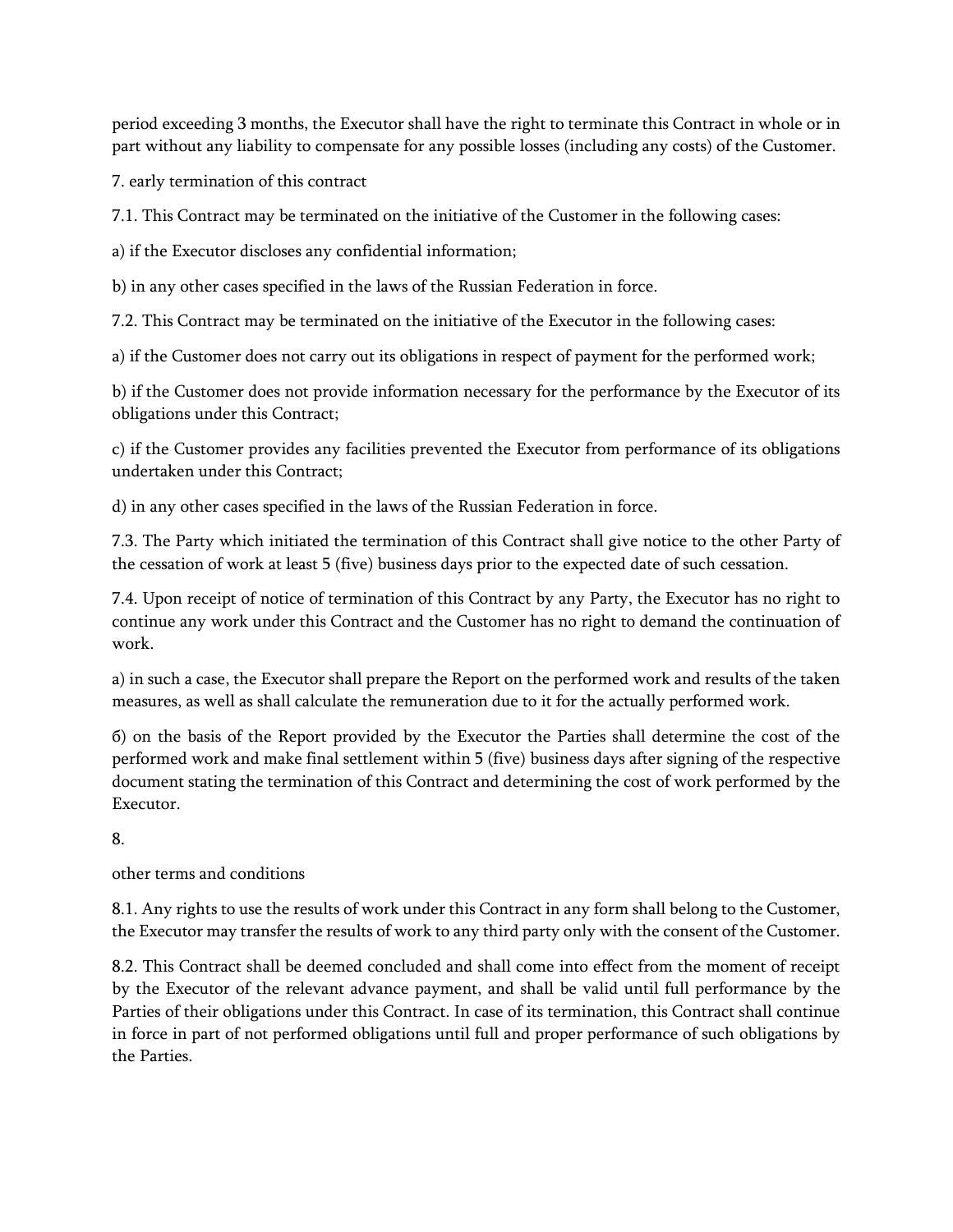period exceeding 3 months, the Executor shall have the right to terminate this Contract in whole or in part without any liability to compensate for any possible losses (including any costs) of the Customer.

## 7. early termination of this contract

7.1. This Contract may be terminated on the initiative of the Customer in the following cases:

a) if the Executor discloses any confidential information;

b) in any other cases specified in the laws of the Russian Federation in force.

7.2. This Contract may be terminated on the initiative of the Executor in the following cases:

a) if the Customer does not carry out its obligations in respect of payment for the performed work;

b) if the Customer does not provide information necessary for the performance by the Executor of its obligations under this Contract;

c) if the Customer provides any facilities prevented the Executor from performance of its obligations undertaken under this Contract;

d) in any other cases specified in the laws of the Russian Federation in force.

7.3. The Party which initiated the termination of this Contract shall give notice to the other Party of the cessation of work at least 5 (five) business days prior to the expected date of such cessation.

7.4. Upon receipt of notice of termination of this Contract by any Party, the Executor has no right to continue any work under this Contract and the Customer has no right to demand the continuation of work.

a) in such a case, the Executor shall prepare the Report on the performed work and results of the taken measures, as well as shall calculate the remuneration due to it for the actually performed work.

б) on the basis of the Report provided by the Executor the Parties shall determine the cost of the performed work and make final settlement within 5 (five) business days after signing of the respective document stating the termination of this Contract and determining the cost of work performed by the Executor.

## 8.

## other terms and conditions

8.1. Any rights to use the results of work under this Contract in any form shall belong to the Customer, the Executor may transfer the results of work to any third party only with the consent of the Customer.

8.2. This Contract shall be deemed concluded and shall come into effect from the moment of receipt by the Executor of the relevant advance payment, and shall be valid until full performance by the Parties of their obligations under this Contract. In case of its termination, this Contract shall continue in force in part of not performed obligations until full and proper performance of such obligations by the Parties.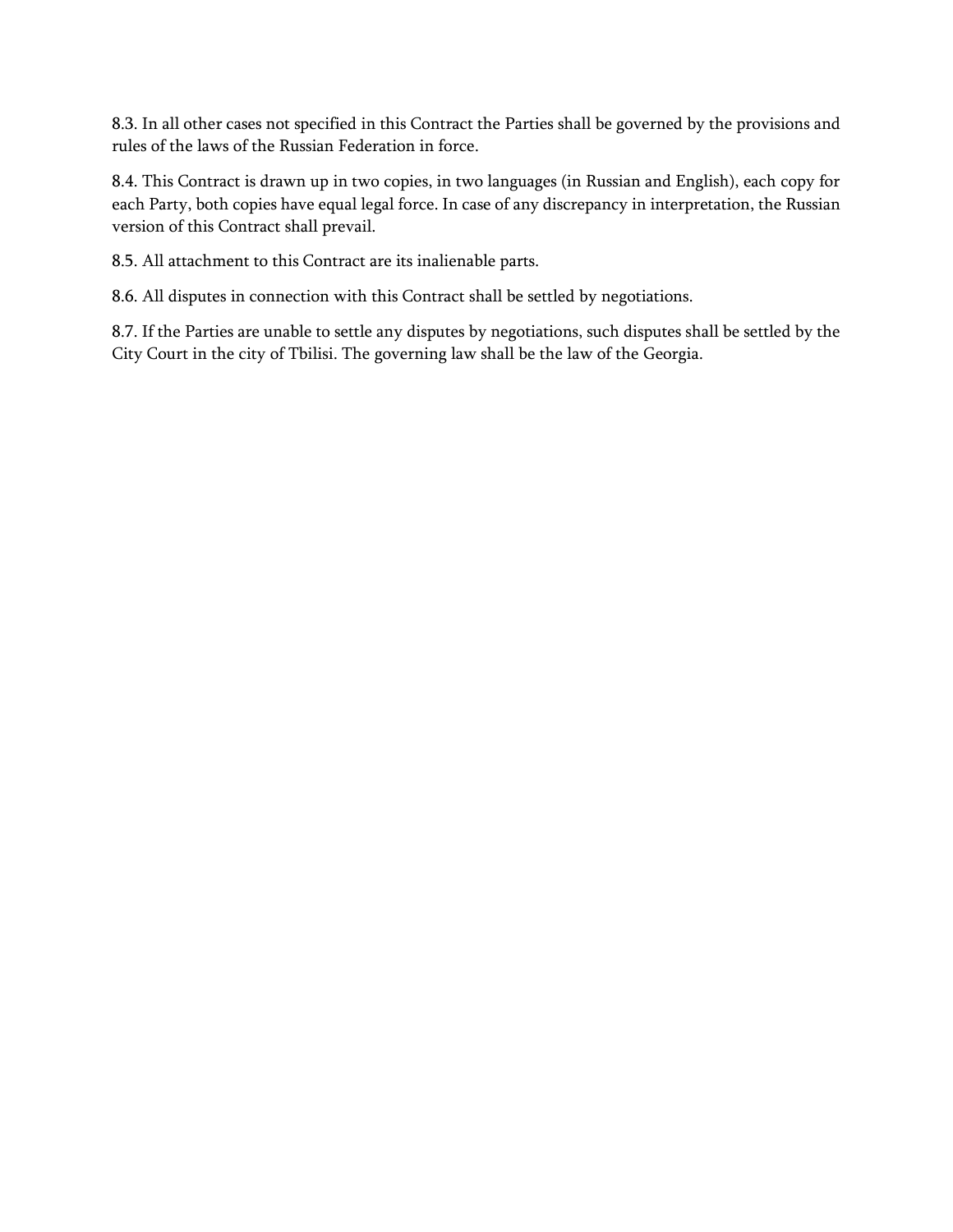8.3. In all other cases not specified in this Contract the Parties shall be governed by the provisions and rules of the laws of the Russian Federation in force.

8.4. This Contract is drawn up in two copies, in two languages (in Russian and English), each copy for each Party, both copies have equal legal force. In case of any discrepancy in interpretation, the Russian version of this Contract shall prevail.

8.5. All attachment to this Contract are its inalienable parts.

8.6. All disputes in connection with this Contract shall be settled by negotiations.

8.7. If the Parties are unable to settle any disputes by negotiations, such disputes shall be settled by the City Court in the city of Tbilisi. The governing law shall be the law of the Georgia.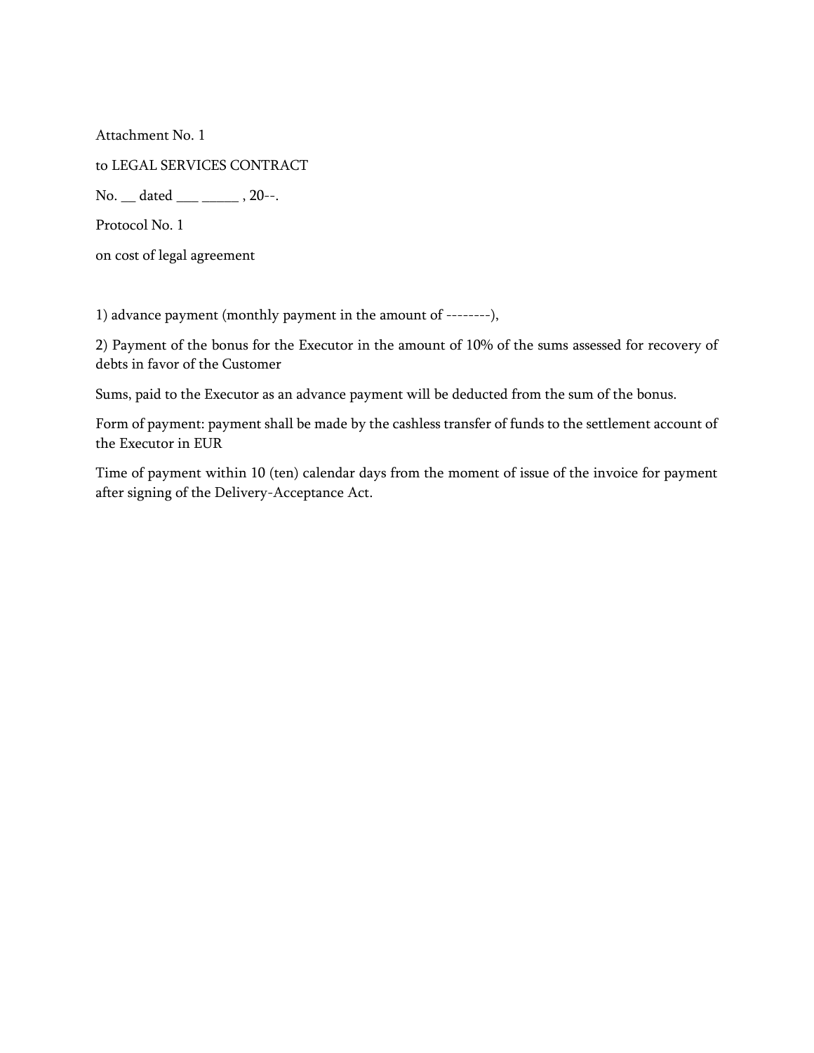Attachment No. 1

to LEGAL SERVICES CONTRACT

No. __ dated ___ _____ , 20--.

Protocol No. 1

on cost of legal agreement

1) advance payment (monthly payment in the amount of --------),

2) Payment of the bonus for the Executor in the amount of 10% of the sums assessed for recovery of debts in favor of the Customer

Sums, paid to the Executor as an advance payment will be deducted from the sum of the bonus.

Form of payment: payment shall be made by the cashless transfer of funds to the settlement account of the Executor in EUR

Time of payment within 10 (ten) calendar days from the moment of issue of the invoice for payment after signing of the Delivery-Acceptance Act.